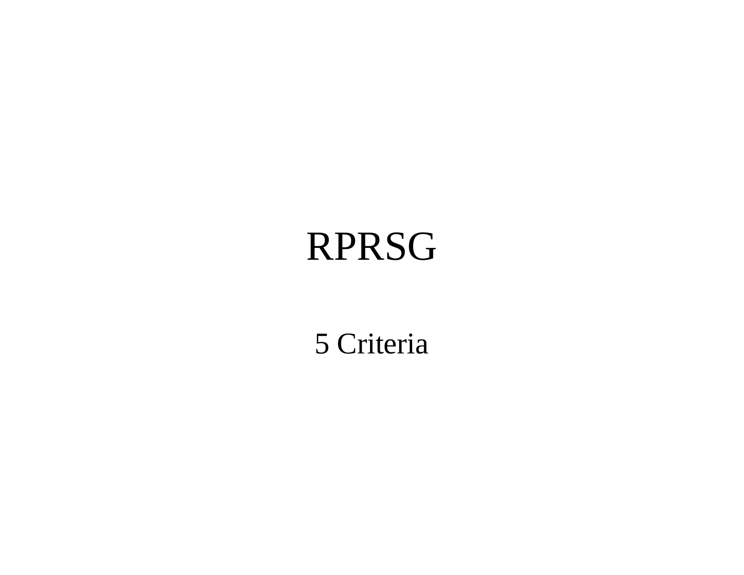# RPRSG

5 Criteria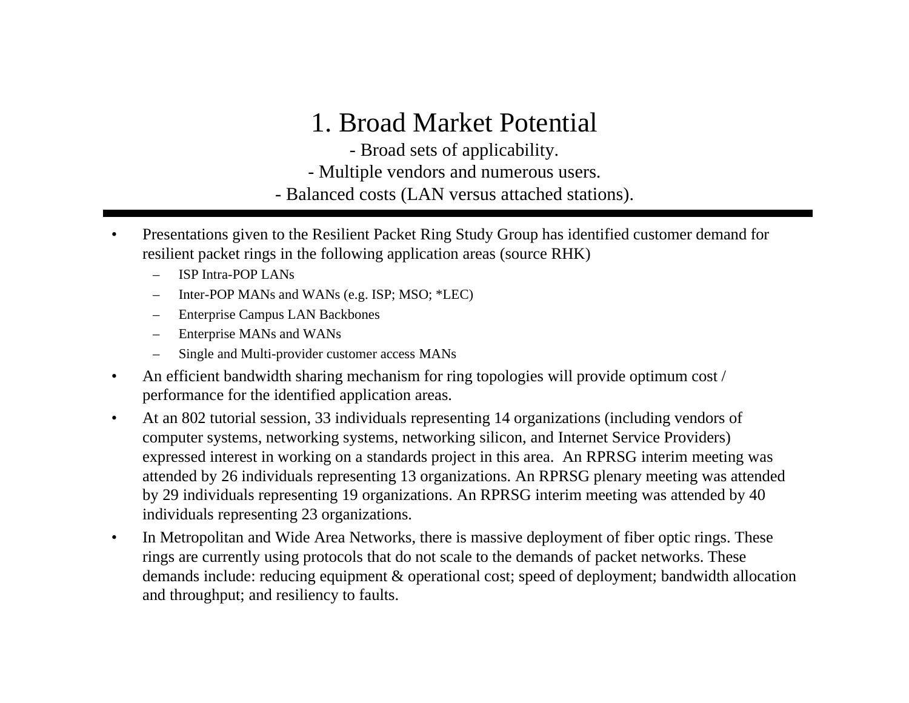# 1. Broad Market Potential

- Broad sets of applicability.
- Multiple vendors and numerous users.
- Balanced costs (LAN versus attached stations).

---

- Presentations given to the Resilient Packet Ring Study Group has identified customer demand for resilient packet rings in the following application areas (source RHK)
  - ISP Intra-POP LANs
  - Inter-POP MANs and WANs (e.g. ISP; MSO; *LEC)
  - Enterprise Campus LAN Backbones
  - Enterprise MANs and WANs
  - Single and Multi-provider customer access MANs
- An efficient bandwidth sharing mechanism for ring topologies will provide optimum cost / performance for the identified application areas.
- At an 802 tutorial session, 33 individuals representing 14 organizations (including vendors of computer systems, networking systems, networking silicon, and Internet Service Providers) expressed interest in working on a standards project in this area. An RPRSG interim meeting was attended by 26 individuals representing 13 organizations. An RPRSG plenary meeting was attended by 29 individuals representing 19 organizations. An RPRSG interim meeting was attended by 40 individuals representing 23 organizations.
- In Metropolitan and Wide Area Networks, there is massive deployment of fiber optic rings. These rings are currently using protocols that do not scale to the demands of packet networks. These demands include: reducing equipment & operational cost; speed of deployment; bandwidth allocation and throughput; and resiliency to faults.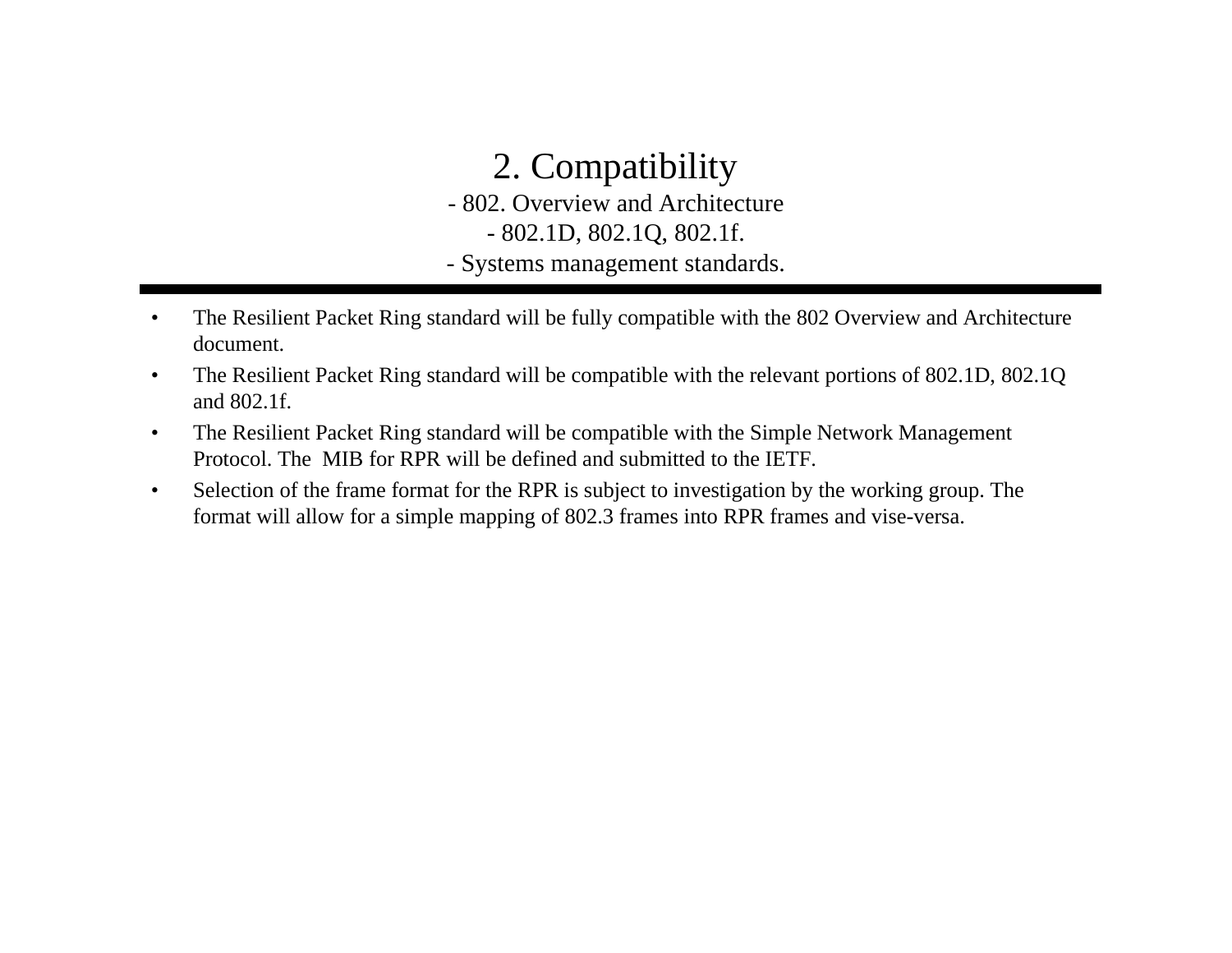## 2. Compatibility

- 802. Overview and Architecture
- 802.1D, 802.1Q, 802.1f.
- Systems management standards.

---

- The Resilient Packet Ring standard will be fully compatible with the 802 Overview and Architecture document.
- The Resilient Packet Ring standard will be compatible with the relevant portions of 802.1D, 802.1Q and 802.1f.
- The Resilient Packet Ring standard will be compatible with the Simple Network Management Protocol. The MIB for RPR will be defined and submitted to the IETF.
- Selection of the frame format for the RPR is subject to investigation by the working group. The format will allow for a simple mapping of 802.3 frames into RPR frames and vise-versa.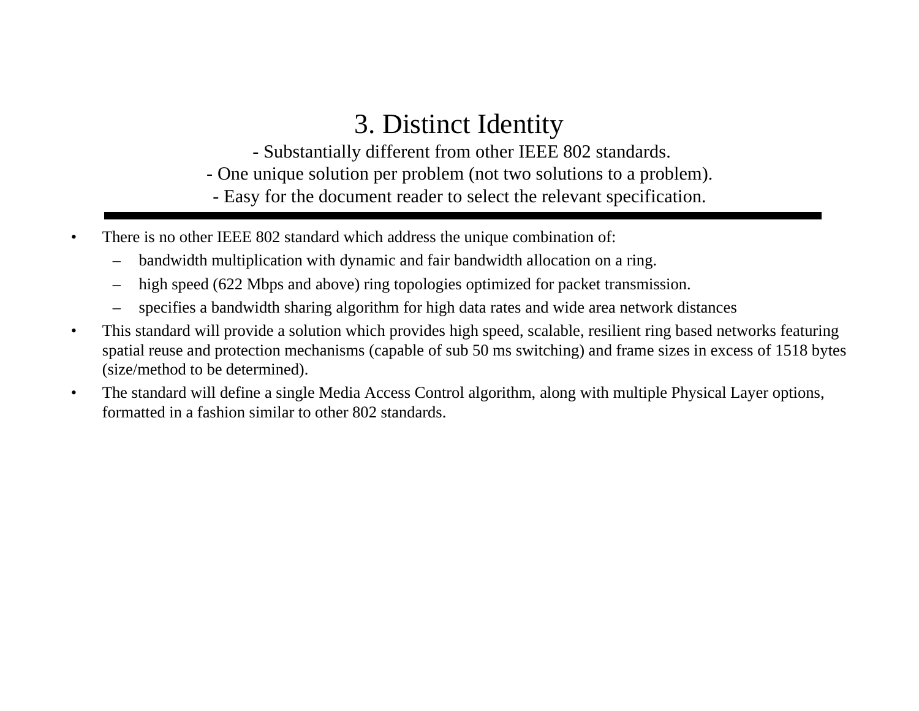# 3. Distinct Identity

- Substantially different from other IEEE 802 standards.
- One unique solution per problem (not two solutions to a problem).
- Easy for the document reader to select the relevant specification.

---

- There is no other IEEE 802 standard which address the unique combination of:
  - bandwidth multiplication with dynamic and fair bandwidth allocation on a ring.
  - high speed (622 Mbps and above) ring topologies optimized for packet transmission.
  - specifies a bandwidth sharing algorithm for high data rates and wide area network distances
- This standard will provide a solution which provides high speed, scalable, resilient ring based networks featuring spatial reuse and protection mechanisms (capable of sub 50 ms switching) and frame sizes in excess of 1518 bytes (size/method to be determined).
- The standard will define a single Media Access Control algorithm, along with multiple Physical Layer options, formatted in a fashion similar to other 802 standards.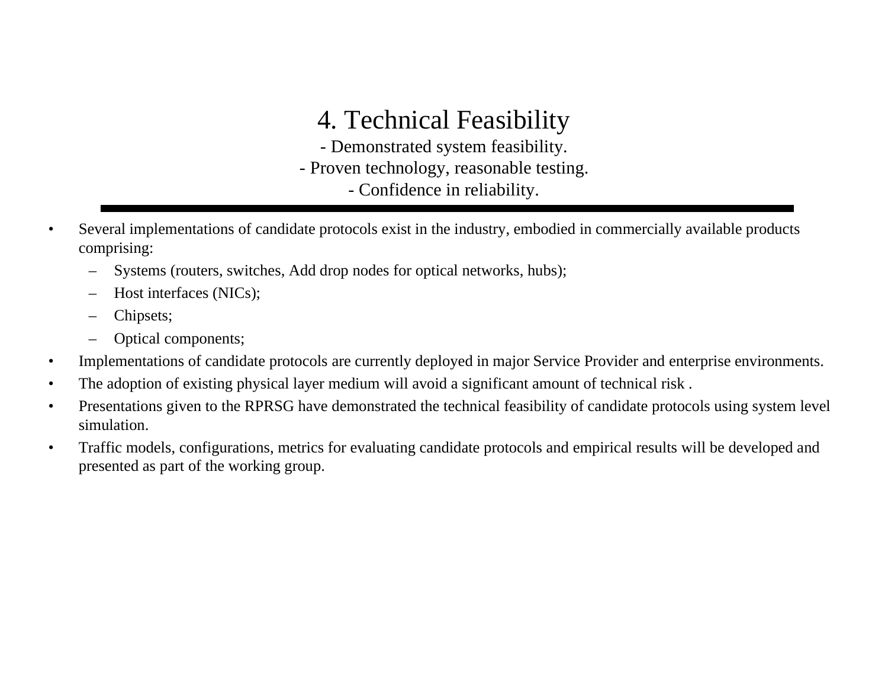# 4. Technical Feasibility

- Demonstrated system feasibility.
- Proven technology, reasonable testing.
- Confidence in reliability.

---

- Several implementations of candidate protocols exist in the industry, embodied in commercially available products comprising:
  - Systems (routers, switches, Add drop nodes for optical networks, hubs);
  - Host interfaces (NICs);
  - Chipsets;
  - Optical components;
- Implementations of candidate protocols are currently deployed in major Service Provider and enterprise environments.
- The adoption of existing physical layer medium will avoid a significant amount of technical risk .
- Presentations given to the RPRSG have demonstrated the technical feasibility of candidate protocols using system level simulation.
- Traffic models, configurations, metrics for evaluating candidate protocols and empirical results will be developed and presented as part of the working group.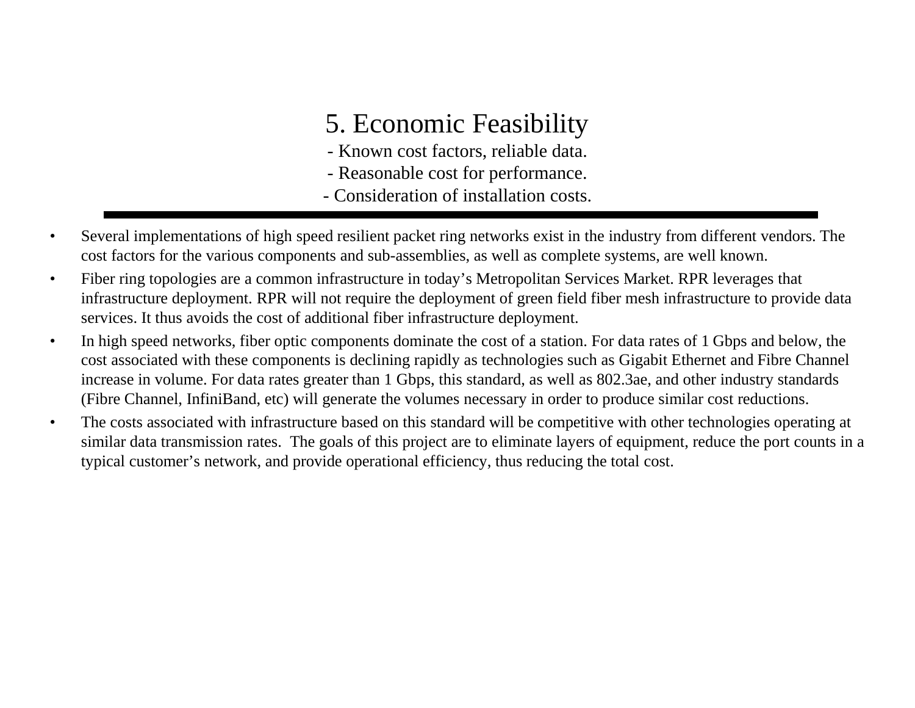# 5. Economic Feasibility

- Known cost factors, reliable data.
- Reasonable cost for performance.
- Consideration of installation costs.

---

- Several implementations of high speed resilient packet ring networks exist in the industry from different vendors. The cost factors for the various components and sub-assemblies, as well as complete systems, are well known.
- Fiber ring topologies are a common infrastructure in today's Metropolitan Services Market. RPR leverages that infrastructure deployment. RPR will not require the deployment of green field fiber mesh infrastructure to provide data services. It thus avoids the cost of additional fiber infrastructure deployment.
- In high speed networks, fiber optic components dominate the cost of a station. For data rates of 1 Gbps and below, the cost associated with these components is declining rapidly as technologies such as Gigabit Ethernet and Fibre Channel increase in volume. For data rates greater than 1 Gbps, this standard, as well as 802.3ae, and other industry standards (Fibre Channel, InfiniBand, etc) will generate the volumes necessary in order to produce similar cost reductions.
- The costs associated with infrastructure based on this standard will be competitive with other technologies operating at similar data transmission rates. The goals of this project are to eliminate layers of equipment, reduce the port counts in a typical customer's network, and provide operational efficiency, thus reducing the total cost.